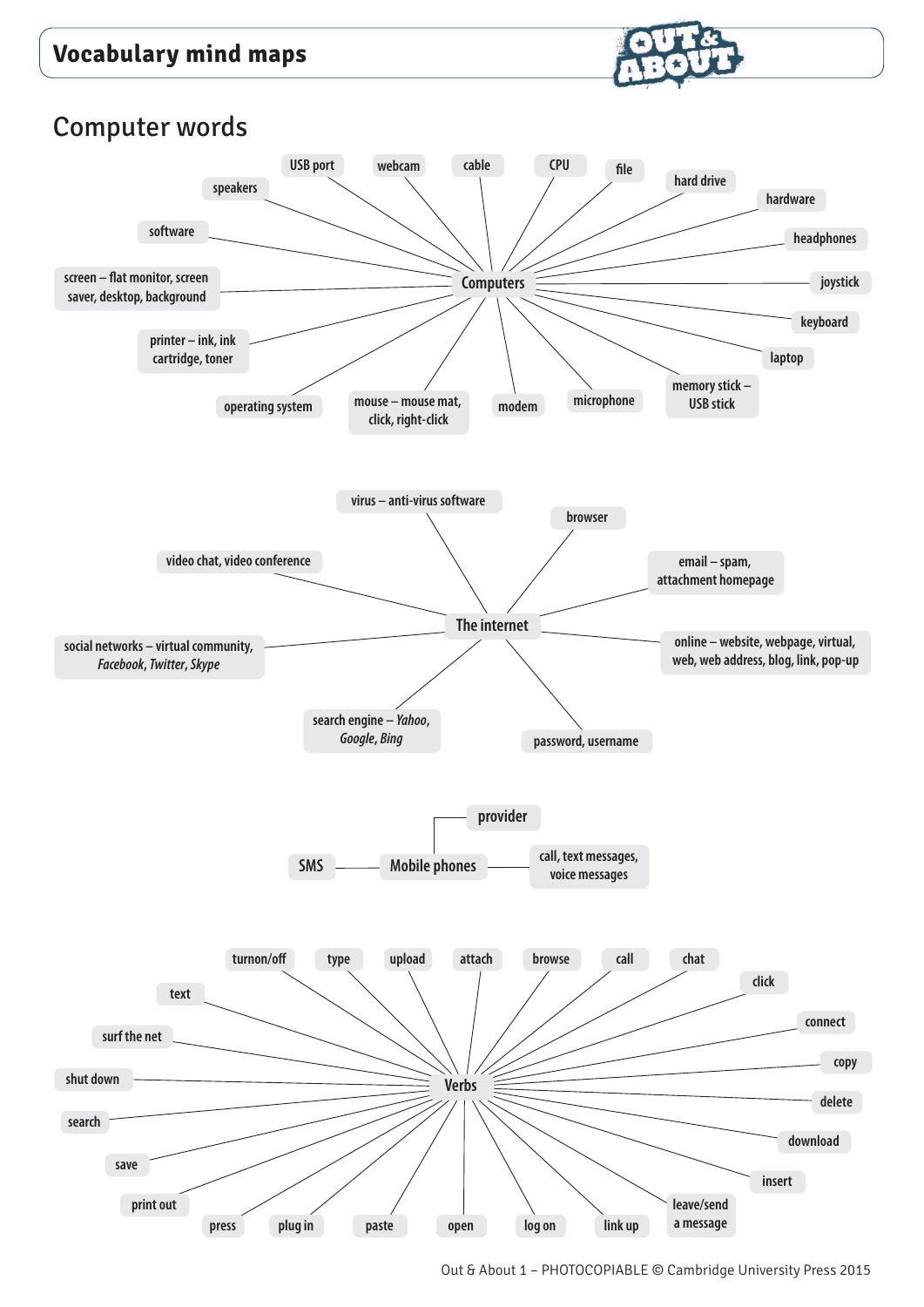# Vocabulary mind maps

## Computer words

### Computers

- USB port
- webcam
- cable
- CPU
- file
- hard drive
- hardware
- headphones
- joystick
- keyboard
- laptop
- memory stick – USB stick
- microphone
- modem
- mouse – mouse mat, click, right-click
- operating system
- printer – ink, ink cartridge, toner
- screen – flat monitor, screen saver, desktop, background
- software
- speakers

### The internet

- virus – anti-virus software
- browser
- email – spam, attachment homepage
- online – website, webpage, virtual, web, web address, blog, link, pop-up
- password, username
- search engine – *Yahoo*, *Google*, *Bing*
- social networks – virtual community, *Facebook*, *Twitter*, *Skype*
- video chat, video conference

### Mobile phones

- provider
- call, text messages, voice messages
- SMS

### Verbs

- turnon/off
- type
- upload
- attach
- browse
- call
- chat
- click
- connect
- copy
- delete
- download
- insert
- leave/send a message
- link up
- log on
- open
- paste
- plug in
- press
- print out
- save
- search
- shut down
- surf the net
- text

Out & About 1 – PHOTOCOPIABLE © Cambridge University Press 2015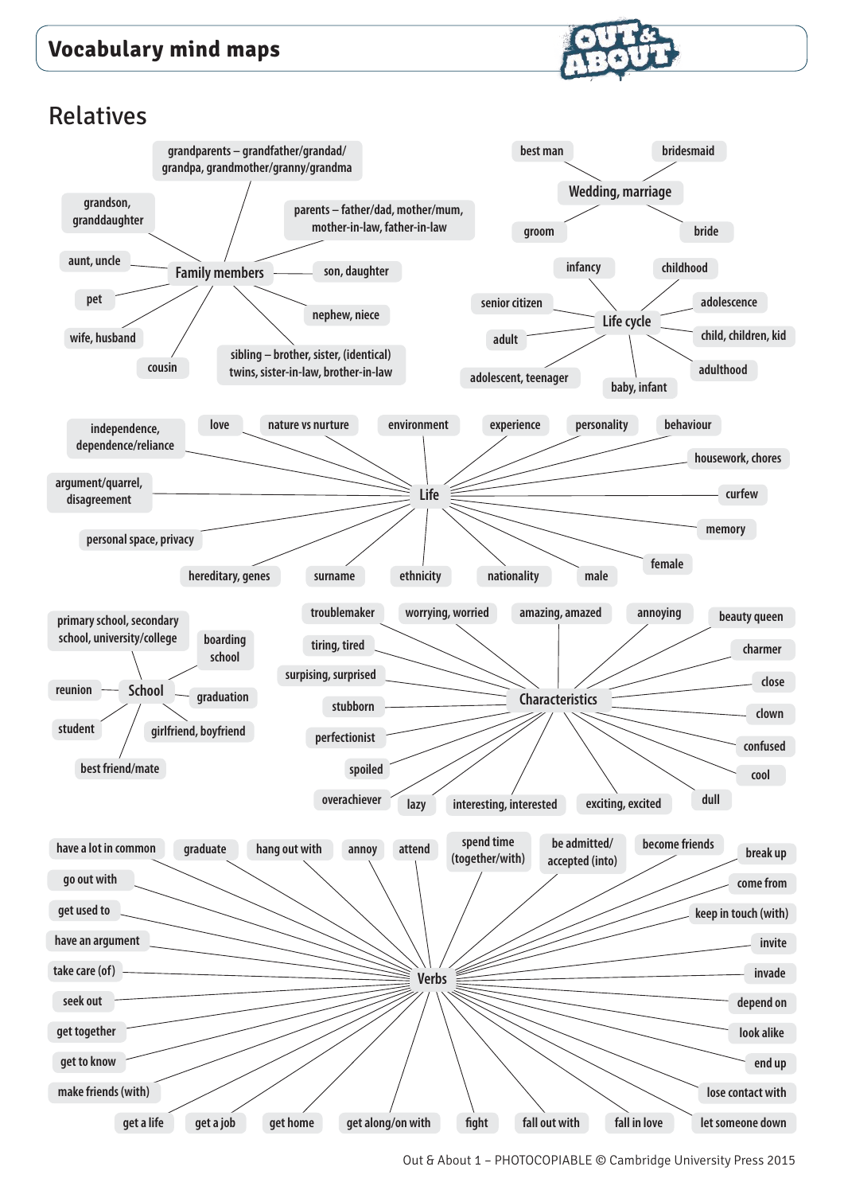# Vocabulary mind maps

## Relatives

### Family members

- grandparents – grandfather/grandad/grandpa, grandmother/granny/grandma
- grandson, granddaughter
- parents – father/dad, mother/mum, mother-in-law, father-in-law
- aunt, uncle
- son, daughter
- pet
- nephew, niece
- wife, husband
- cousin
- sibling – brother, sister, (identical) twins, sister-in-law, brother-in-law

### Wedding, marriage

- best man
- bridesmaid
- groom
- bride

### Life cycle

- infancy
- childhood
- senior citizen
- adolescence
- adult
- child, children, kid
- adolescent, teenager
- baby, infant
- adulthood

### Life

- independence, dependence/reliance
- love
- nature vs nurture
- environment
- experience
- personality
- behaviour
- housework, chores
- argument/quarrel, disagreement
- curfew
- memory
- personal space, privacy
- female
- hereditary, genes
- surname
- ethnicity
- nationality
- male

### School

- primary school, secondary school, university/college
- boarding school
- reunion
- graduation
- student
- girlfriend, boyfriend
- best friend/mate

### Characteristics

- troublemaker
- worrying, worried
- amazing, amazed
- annoying
- beauty queen
- tiring, tired
- charmer
- surpising, surprised
- close
- stubborn
- clown
- perfectionist
- confused
- spoiled
- cool
- overachiever
- lazy
- interesting, interested
- exciting, excited
- dull

### Verbs

- have a lot in common
- graduate
- hang out with
- annoy
- attend
- spend time (together/with)
- be admitted/accepted (into)
- become friends
- break up
- go out with
- come from
- get used to
- keep in touch (with)
- have an argument
- invite
- take care (of)
- invade
- seek out
- depend on
- get together
- look alike
- get to know
- end up
- make friends (with)
- lose contact with
- get a life
- get a job
- get home
- get along/on with
- fight
- fall out with
- fall in love
- let someone down

Out & About 1 – PHOTOCOPIABLE © Cambridge University Press 2015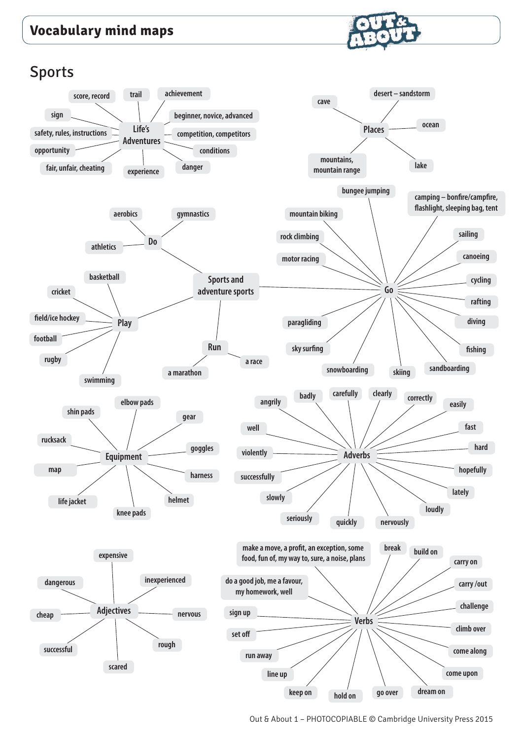# Vocabulary mind maps

## Sports

### Life's Adventures

- score, record
- trail
- achievement
- sign
- beginner, novice, advanced
- safety, rules, instructions
- competition, competitors
- opportunity
- conditions
- fair, unfair, cheating
- experience
- danger

### Places

- cave
- desert – sandstorm
- ocean
- mountains, mountain range
- lake

### Sports and adventure sports

**Do**

- aerobics
- gymnastics
- athletics

**Play**

- basketball
- cricket
- field/ice hockey
- football
- rugby
- swimming

**Run**

- a marathon
- a race

**Go**

- bungee jumping
- camping – bonfire/campfire, flashlight, sleeping bag, tent
- mountain biking
- rock climbing
- motor racing
- sailing
- canoeing
- cycling
- rafting
- diving
- fishing
- paragliding
- sky surfing
- snowboarding
- skiing
- sandboarding

### Equipment

- shin pads
- elbow pads
- gear
- rucksack
- goggles
- map
- harness
- life jacket
- knee pads
- helmet

### Adverbs

- angrily
- badly
- carefully
- clearly
- correctly
- easily
- well
- fast
- violently
- hard
- successfully
- hopefully
- slowly
- lately
- seriously
- quickly
- nervously
- loudly

### Adjectives

- expensive
- dangerous
- inexperienced
- cheap
- nervous
- successful
- rough
- scared

### Verbs

- make a move, a profit, an exception, some food, fun of, my way to, sure, a noise, plans
- break
- build on
- carry on
- do a good job, me a favour, my homework, well
- carry /out
- challenge
- sign up
- climb over
- set off
- come along
- run away
- come upon
- line up
- keep on
- hold on
- go over
- dream on

Out & About 1 – PHOTOCOPIABLE © Cambridge University Press 2015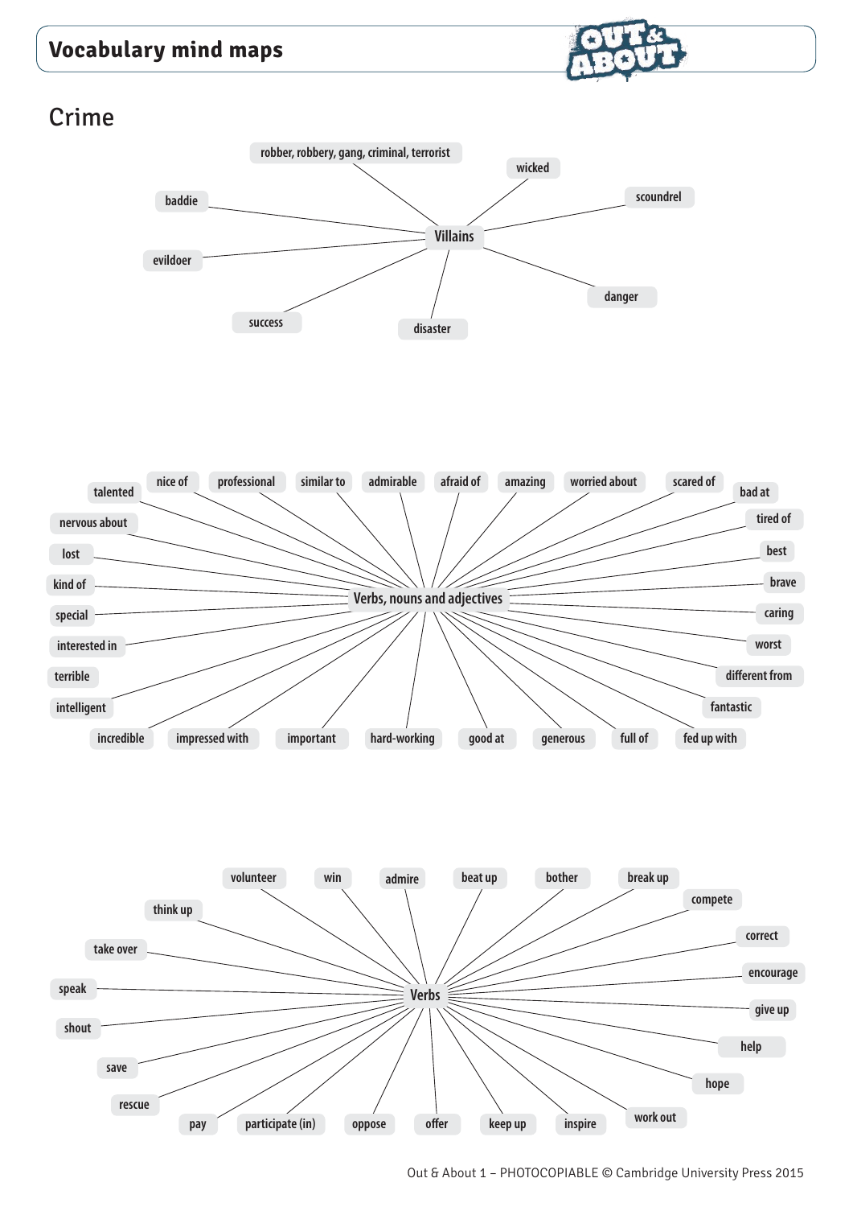## Vocabulary mind maps

# Crime

### Villains

- robber, robbery, gang, criminal, terrorist
- wicked
- scoundrel
- baddie
- evildoer
- danger
- success
- disaster

### Verbs, nouns and adjectives

- talented
- nice of
- professional
- similar to
- admirable
- afraid of
- amazing
- worried about
- scared of
- bad at
- nervous about
- tired of
- lost
- best
- kind of
- brave
- special
- caring
- interested in
- worst
- terrible
- different from
- intelligent
- fantastic
- incredible
- impressed with
- important
- hard-working
- good at
- generous
- full of
- fed up with

### Verbs

- volunteer
- win
- admire
- beat up
- bother
- break up
- think up
- compete
- take over
- correct
- speak
- encourage
- give up
- shout
- help
- save
- hope
- rescue
- pay
- participate (in)
- oppose
- offer
- keep up
- inspire
- work out

Out & About 1 – PHOTOCOPIABLE © Cambridge University Press 2015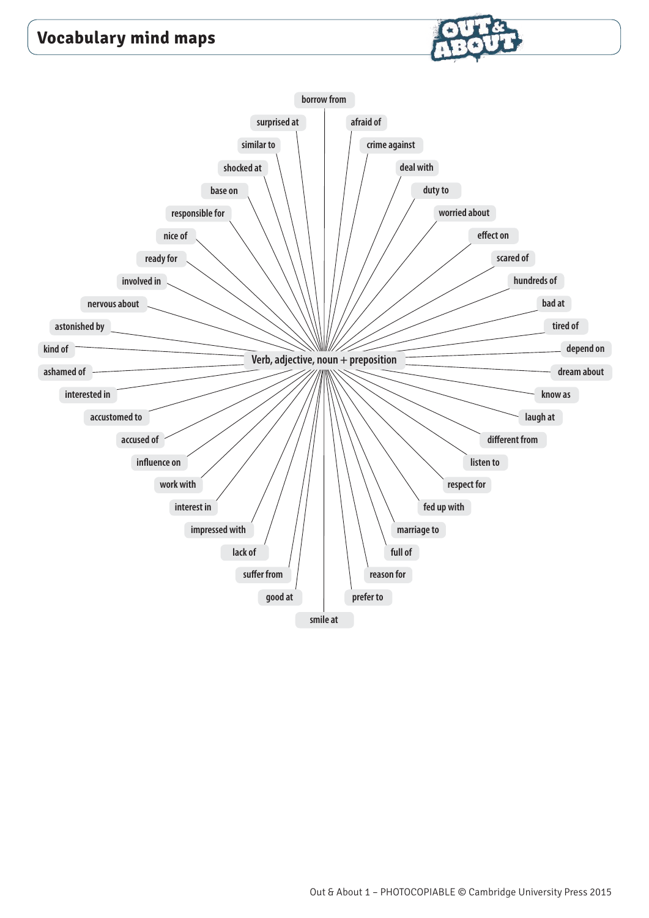# Vocabulary mind maps

**Verb, adjective, noun + preposition**

- borrow from
- afraid of
- crime against
- deal with
- duty to
- worried about
- effect on
- scared of
- hundreds of
- bad at
- tired of
- depend on
- dream about
- know as
- laugh at
- different from
- listen to
- respect for
- fed up with
- marriage to
- full of
- reason for
- prefer to
- smile at
- good at
- suffer from
- lack of
- impressed with
- interest in
- work with
- influence on
- accused of
- accustomed to
- interested in
- ashamed of
- kind of
- astonished by
- nervous about
- involved in
- ready for
- nice of
- responsible for
- base on
- shocked at
- similar to
- surprised at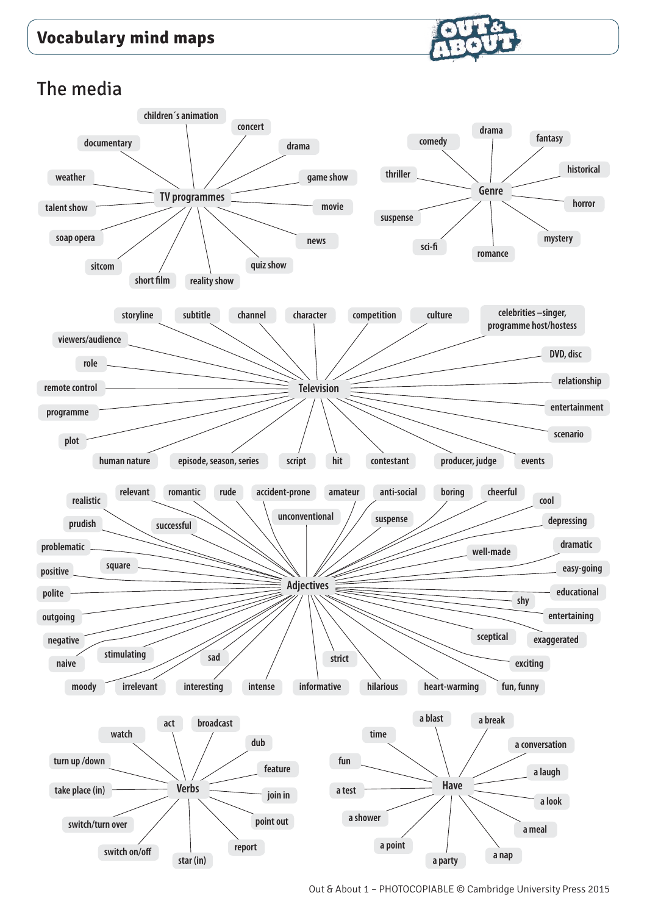# Vocabulary mind maps

## The media

### TV programmes

- children´s animation
- concert
- drama
- game show
- movie
- news
- quiz show
- reality show
- short film
- sitcom
- soap opera
- talent show
- weather
- documentary

### Genre

- drama
- fantasy
- historical
- horror
- mystery
- romance
- sci-fi
- suspense
- thriller
- comedy

### Television

- storyline
- subtitle
- channel
- character
- competition
- culture
- celebrities –singer, programme host/hostess
- DVD, disc
- relationship
- entertainment
- scenario
- events
- producer, judge
- contestant
- hit
- script
- episode, season, series
- human nature
- plot
- programme
- remote control
- role
- viewers/audience

### Adjectives

- realistic
- relevant
- romantic
- rude
- accident-prone
- amateur
- anti-social
- boring
- cheerful
- cool
- prudish
- successful
- unconventional
- suspense
- depressing
- problematic
- well-made
- dramatic
- positive
- square
- easy-going
- polite
- educational
- shy
- outgoing
- entertaining
- sceptical
- exaggerated
- negative
- stimulating
- sad
- strict
- exciting
- naive
- moody
- irrelevant
- interesting
- intense
- informative
- hilarious
- heart-warming
- fun, funny

### Verbs

- watch
- act
- broadcast
- dub
- feature
- join in
- point out
- report
- star (in)
- switch on/off
- switch/turn over
- take place (in)
- turn up /down

### Have

- time
- a blast
- a break
- a conversation
- a laugh
- a look
- a meal
- a nap
- a party
- a point
- a shower
- a test
- fun

Out & About 1 – PHOTOCOPIABLE © Cambridge University Press 2015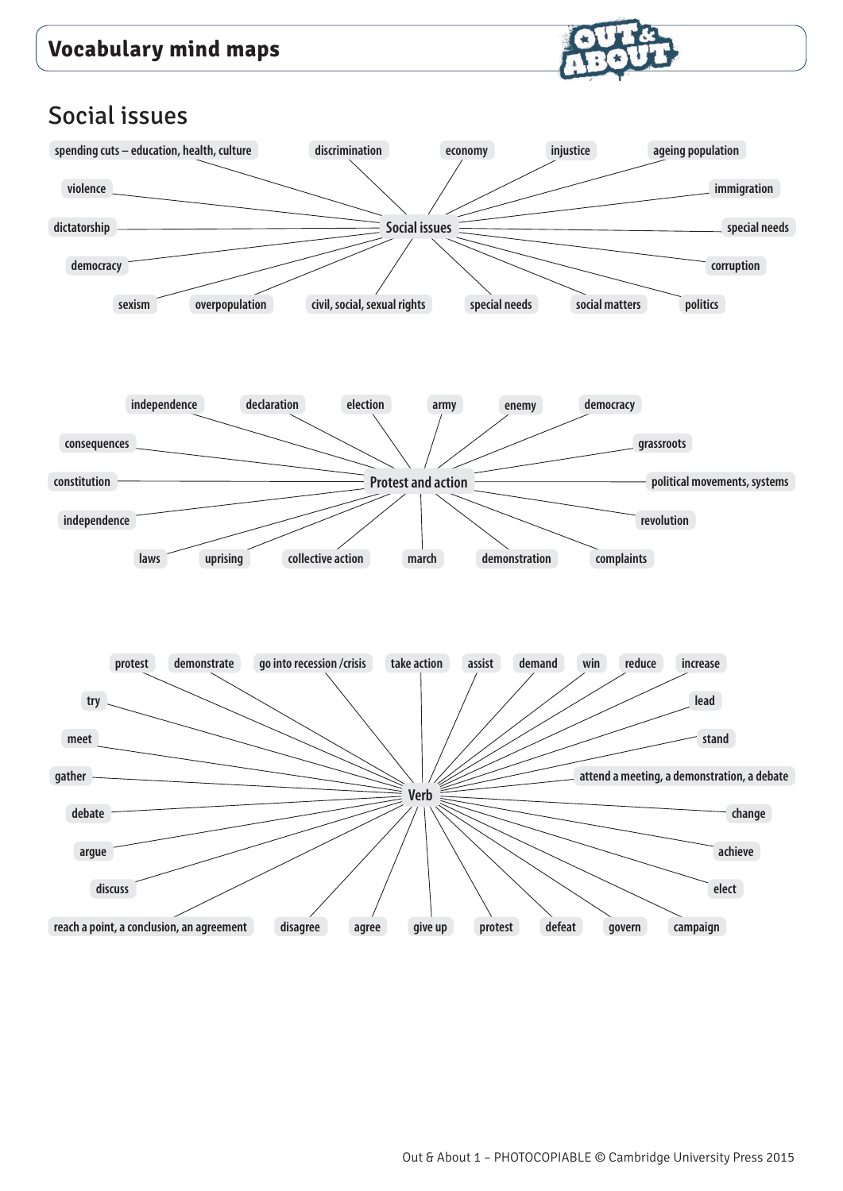# Vocabulary mind maps

## Social issues

**Social issues**

- spending cuts – education, health, culture
- discrimination
- economy
- injustice
- ageing population
- violence
- immigration
- dictatorship
- special needs
- democracy
- corruption
- sexism
- overpopulation
- civil, social, sexual rights
- special needs
- social matters
- politics

**Protest and action**

- independence
- declaration
- election
- army
- enemy
- democracy
- consequences
- grassroots
- constitution
- political movements, systems
- independence
- revolution
- laws
- uprising
- collective action
- march
- demonstration
- complaints

**Verb**

- protest
- demonstrate
- go into recession /crisis
- take action
- assist
- demand
- win
- reduce
- increase
- try
- lead
- meet
- stand
- gather
- attend a meeting, a demonstration, a debate
- debate
- change
- argue
- achieve
- discuss
- elect
- reach a point, a conclusion, an agreement
- disagree
- agree
- give up
- protest
- defeat
- govern
- campaign

Out & About 1 – PHOTOCOPIABLE © Cambridge University Press 2015